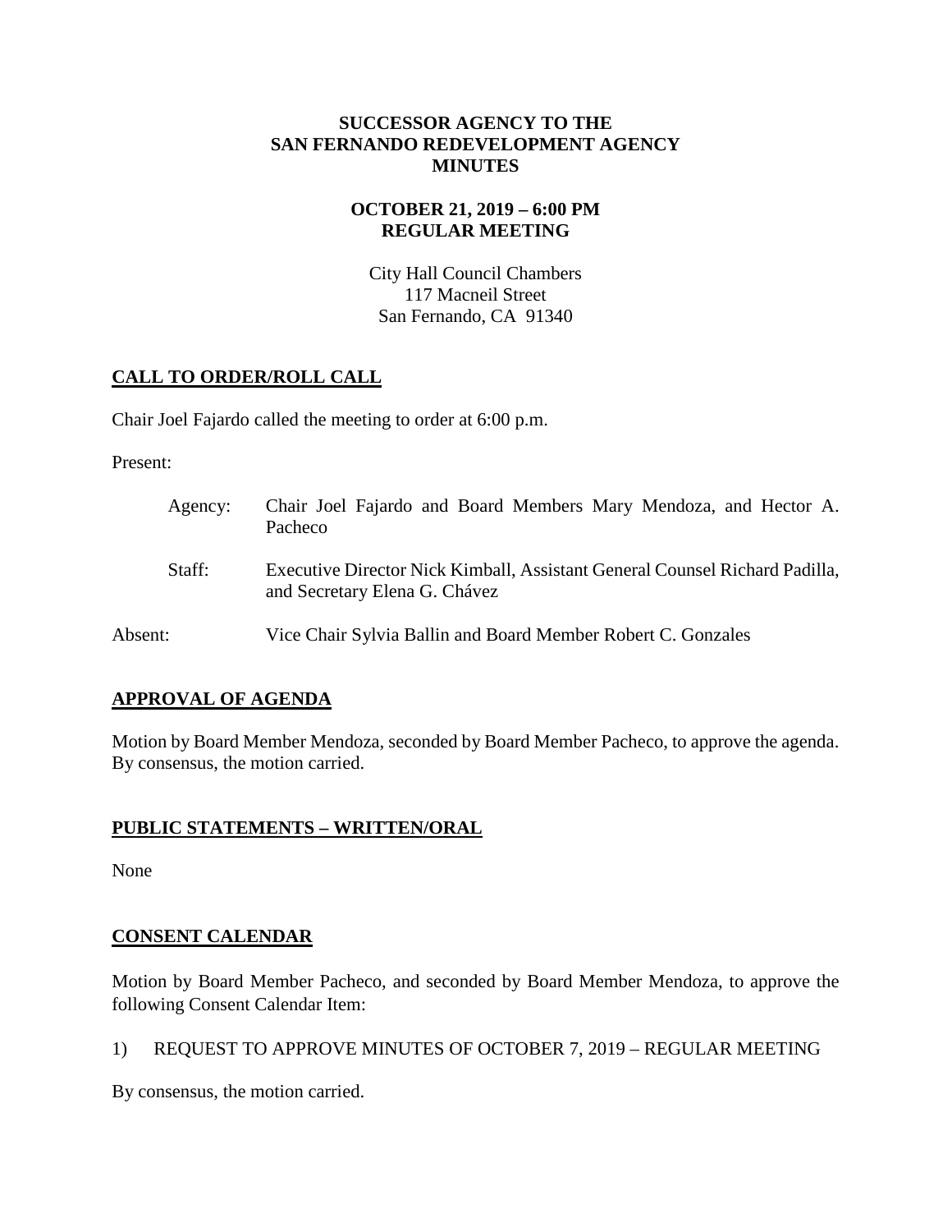**SUCCESSOR AGENCY TO THE**
**SAN FERNANDO REDEVELOPMENT AGENCY**
**MINUTES**

**OCTOBER 21, 2019 – 6:00 PM**
**REGULAR MEETING**

City Hall Council Chambers
117 Macneil Street
San Fernando, CA 91340

## CALL TO ORDER/ROLL CALL

Chair Joel Fajardo called the meeting to order at 6:00 p.m.

Present:

Agency: Chair Joel Fajardo and Board Members Mary Mendoza, and Hector A. Pacheco

Staff: Executive Director Nick Kimball, Assistant General Counsel Richard Padilla, and Secretary Elena G. Chávez

Absent: Vice Chair Sylvia Ballin and Board Member Robert C. Gonzales

## APPROVAL OF AGENDA

Motion by Board Member Mendoza, seconded by Board Member Pacheco, to approve the agenda. By consensus, the motion carried.

## PUBLIC STATEMENTS – WRITTEN/ORAL

None

## CONSENT CALENDAR

Motion by Board Member Pacheco, and seconded by Board Member Mendoza, to approve the following Consent Calendar Item:

1) REQUEST TO APPROVE MINUTES OF OCTOBER 7, 2019 – REGULAR MEETING

By consensus, the motion carried.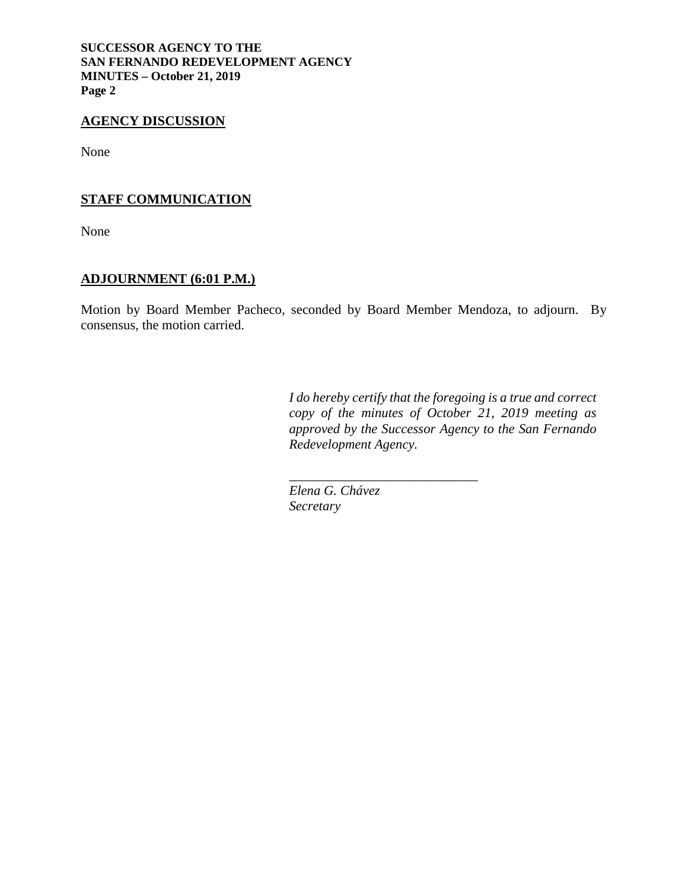## AGENCY DISCUSSION

None

## STAFF COMMUNICATION

None

## ADJOURNMENT (6:01 P.M.)

Motion by Board Member Pacheco, seconded by Board Member Mendoza, to adjourn. By consensus, the motion carried.

*I do hereby certify that the foregoing is a true and correct copy of the minutes of October 21, 2019 meeting as approved by the Successor Agency to the San Fernando Redevelopment Agency.*

\_\_\_\_\_\_\_\_\_\_\_\_\_\_\_\_\_\_\_\_\_\_\_\_\_\_\_\_

*Elena G. Chávez*
*Secretary*